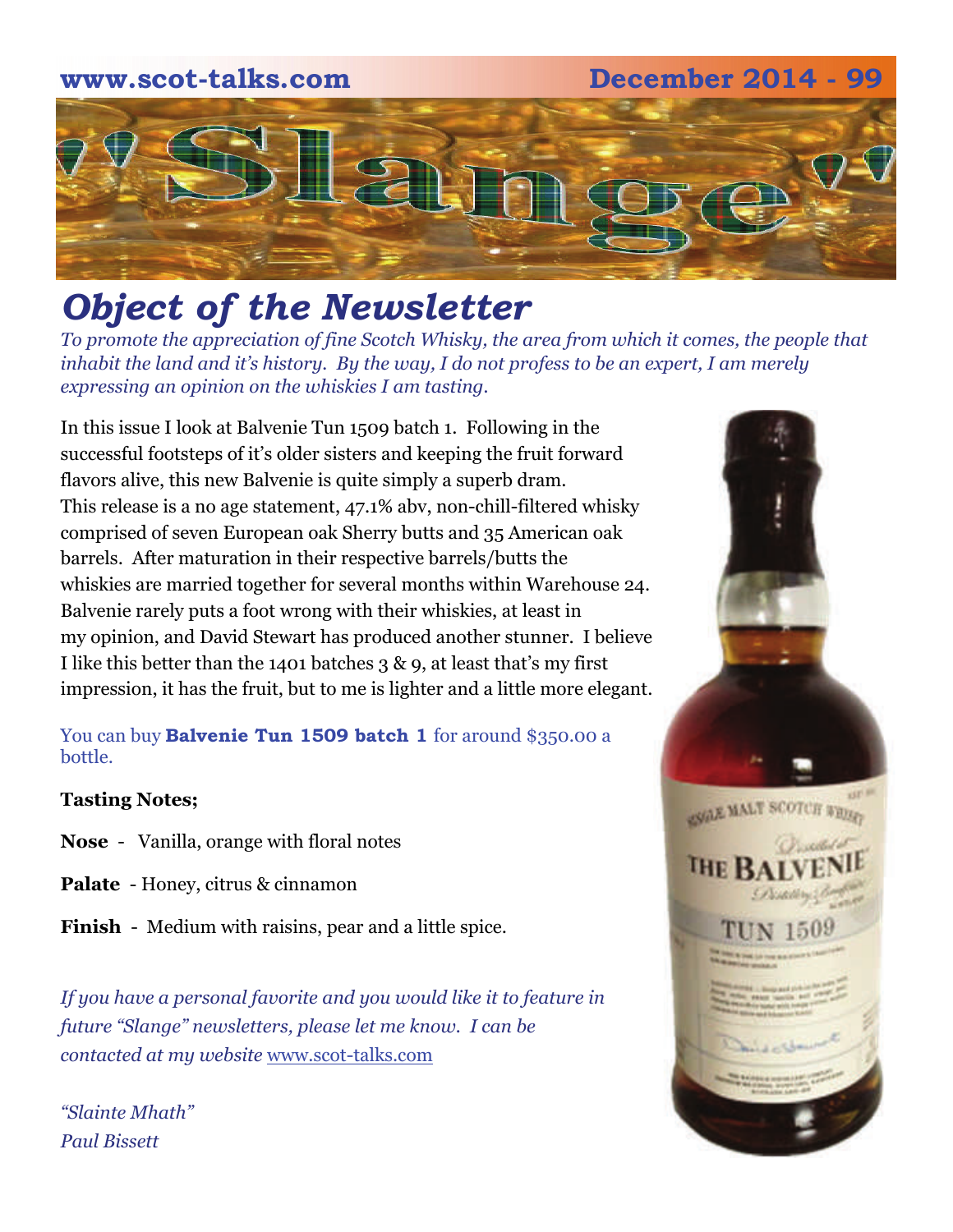www.scot-talks.com December 2014 - 99

# "Slange"

## *Object of the Newsletter*

*To promote the appreciation of fine Scotch Whisky, the area from which it comes, the people that inhabit the land and it's history. By the way, I do not profess to be an expert, I am merely expressing an opinion on the whiskies I am tasting.*

In this issue I look at Balvenie Tun 1509 batch 1. Following in the successful footsteps of it's older sisters and keeping the fruit forward flavors alive, this new Balvenie is quite simply a superb dram. This release is a no age statement, 47.1% abv, non-chill-filtered whisky comprised of seven European oak Sherry butts and 35 American oak barrels. After maturation in their respective barrels/butts the whiskies are married together for several months within Warehouse 24. Balvenie rarely puts a foot wrong with their whiskies, at least in my opinion, and David Stewart has produced another stunner. I believe I like this better than the 1401 batches 3 & 9, at least that's my first impression, it has the fruit, but to me is lighter and a little more elegant.

You can buy **Balvenie Tun 1509 batch 1** for around $350.00 a bottle.

**Tasting Notes;**

**Nose** - Vanilla, orange with floral notes

**Palate** - Honey, citrus & cinnamon

**Finish** - Medium with raisins, pear and a little spice.

*If you have a personal favorite and you would like it to feature in future "Slange" newsletters, please let me know. I can be contacted at my website* www.scot-talks.com

*"Slainte Mhath"*
*Paul Bissett*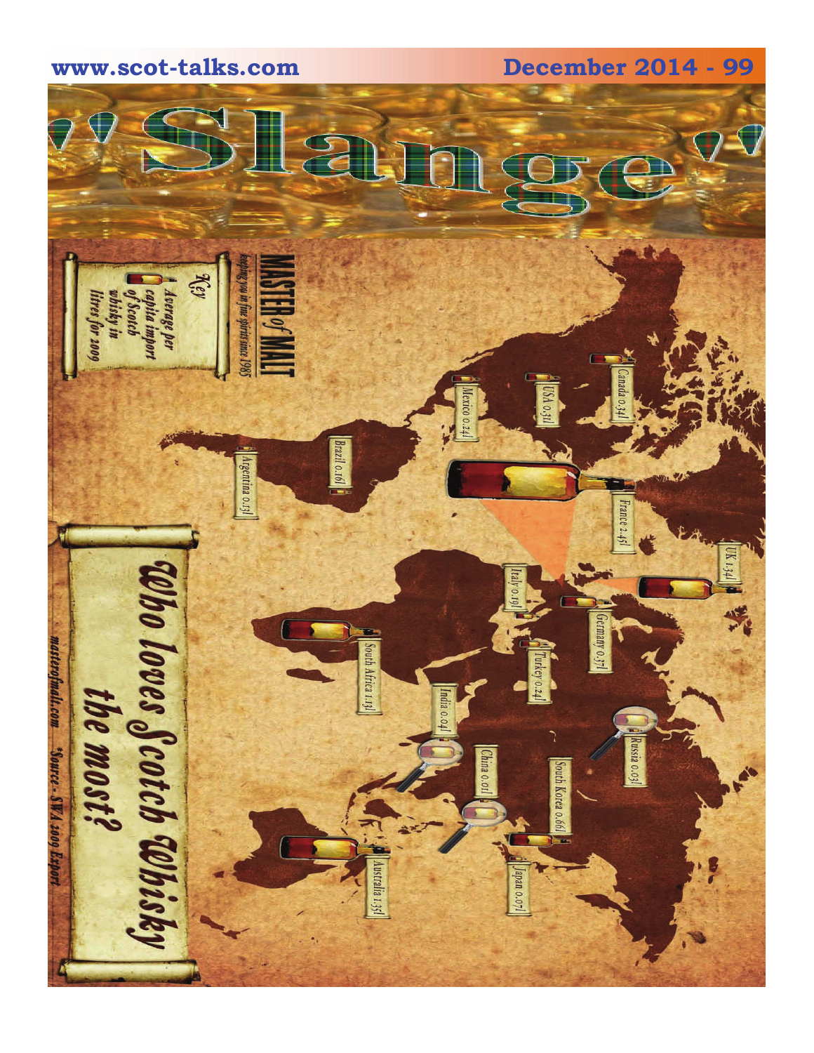# "Slange"

## Who loves Scotch Whisky the most?

**MASTER of MALT**
keeping you in fine spirits since 1985

**Key**
Average per capita import of Scotch whisky in litres for 2009

- Canada 0.34l
- USA 0.31l
- Mexico 0.24l
- Brazil 0.16l
- Argentina 0.15l
- France 2.45l
- UK 1.34l
- Italy 0.19l
- Germany 0.37l
- Turkey 0.24l
- South Africa 1.15l
- India 0.04l
- Russia 0.03l
- China 0.01l
- South Korea 0.66l
- Japan 0.07l
- Australia 1.35l

masterofmalt.com *Source - SWA 2009 Export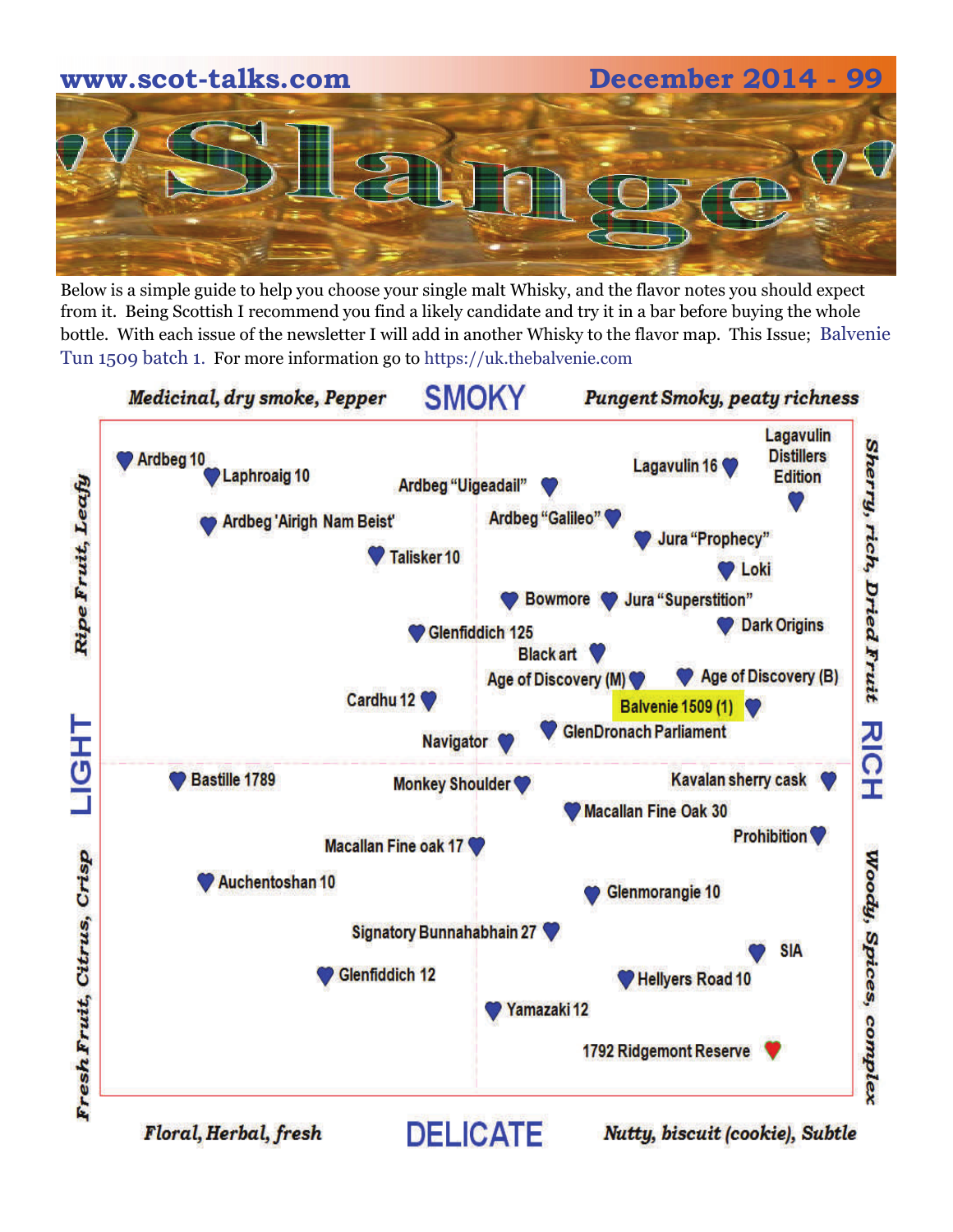# 'Slange'

Below is a simple guide to help you choose your single malt Whisky, and the flavor notes you should expect from it. Being Scottish I recommend you find a likely candidate and try it in a bar before buying the whole bottle. With each issue of the newsletter I will add in another Whisky to the flavor map. This Issue; Balvenie Tun 1509 batch 1. For more information go to https://uk.thebalvenie.com

**SMOKY**

*Medicinal, dry smoke, Pepper* — *Pungent Smoky, peaty richness*

**LIGHT**

*Ripe Fruit, Leafy* — *Fresh Fruit, Citrus, Crisp*

**RICH**

*Sherry, rich, Dried Fruit* — *Woody, Spices, complex*

**DELICATE**

*Floral, Herbal, fresh* — *Nutty, biscuit (cookie), Subtle*

- Ardbeg 10
- Laphroaig 10
- Ardbeg "Uigeadail"
- Lagavulin 16
- Lagavulin Distillers Edition
- Ardbeg 'Airigh Nam Beist'
- Ardbeg "Galileo"
- Jura "Prophecy"
- Talisker 10
- Loki
- Bowmore
- Jura "Superstition"
- Glenfiddich 125
- Dark Origins
- Black art
- Age of Discovery (M)
- Age of Discovery (B)
- Cardhu 12
- Balvenie 1509 (1)
- Navigator
- GlenDronach Parliament
- Bastille 1789
- Monkey Shoulder
- Kavalan sherry cask
- Macallan Fine Oak 30
- Prohibition
- Macallan Fine oak 17
- Auchentoshan 10
- Glenmorangie 10
- Signatory Bunnahabhain 27
- SIA
- Glenfiddich 12
- Hellyers Road 10
- Yamazaki 12
- 1792 Ridgemont Reserve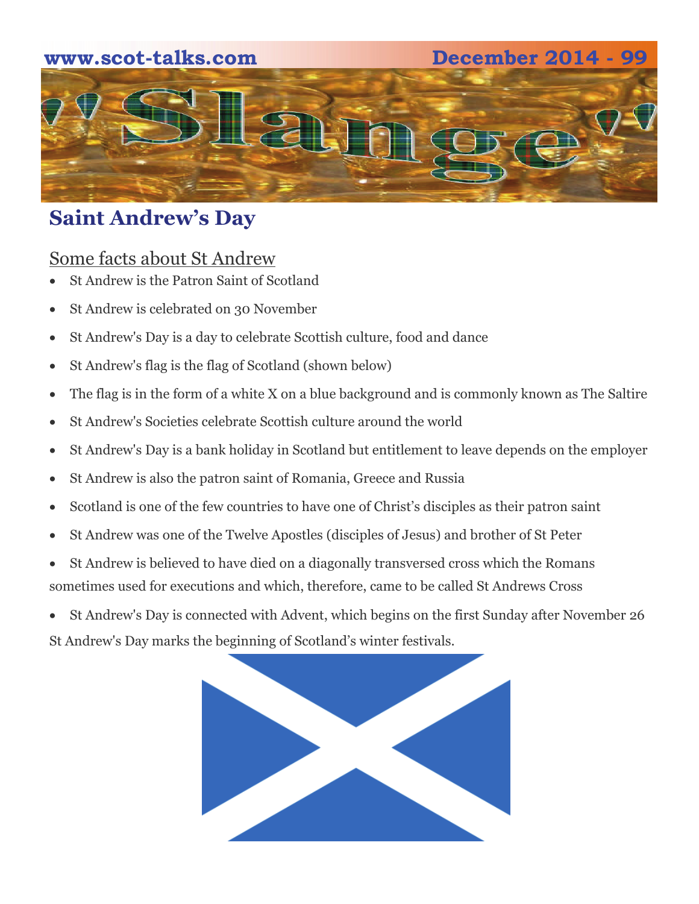## Saint Andrew's Day

Some facts about St Andrew

- St Andrew is the Patron Saint of Scotland
- St Andrew is celebrated on 30 November
- St Andrew's Day is a day to celebrate Scottish culture, food and dance
- St Andrew's flag is the flag of Scotland (shown below)
- The flag is in the form of a white X on a blue background and is commonly known as The Saltire
- St Andrew's Societies celebrate Scottish culture around the world
- St Andrew's Day is a bank holiday in Scotland but entitlement to leave depends on the employer
- St Andrew is also the patron saint of Romania, Greece and Russia
- Scotland is one of the few countries to have one of Christ's disciples as their patron saint
- St Andrew was one of the Twelve Apostles (disciples of Jesus) and brother of St Peter
- St Andrew is believed to have died on a diagonally transversed cross which the Romans sometimes used for executions and which, therefore, came to be called St Andrews Cross
- St Andrew's Day is connected with Advent, which begins on the first Sunday after November 26

St Andrew's Day marks the beginning of Scotland's winter festivals.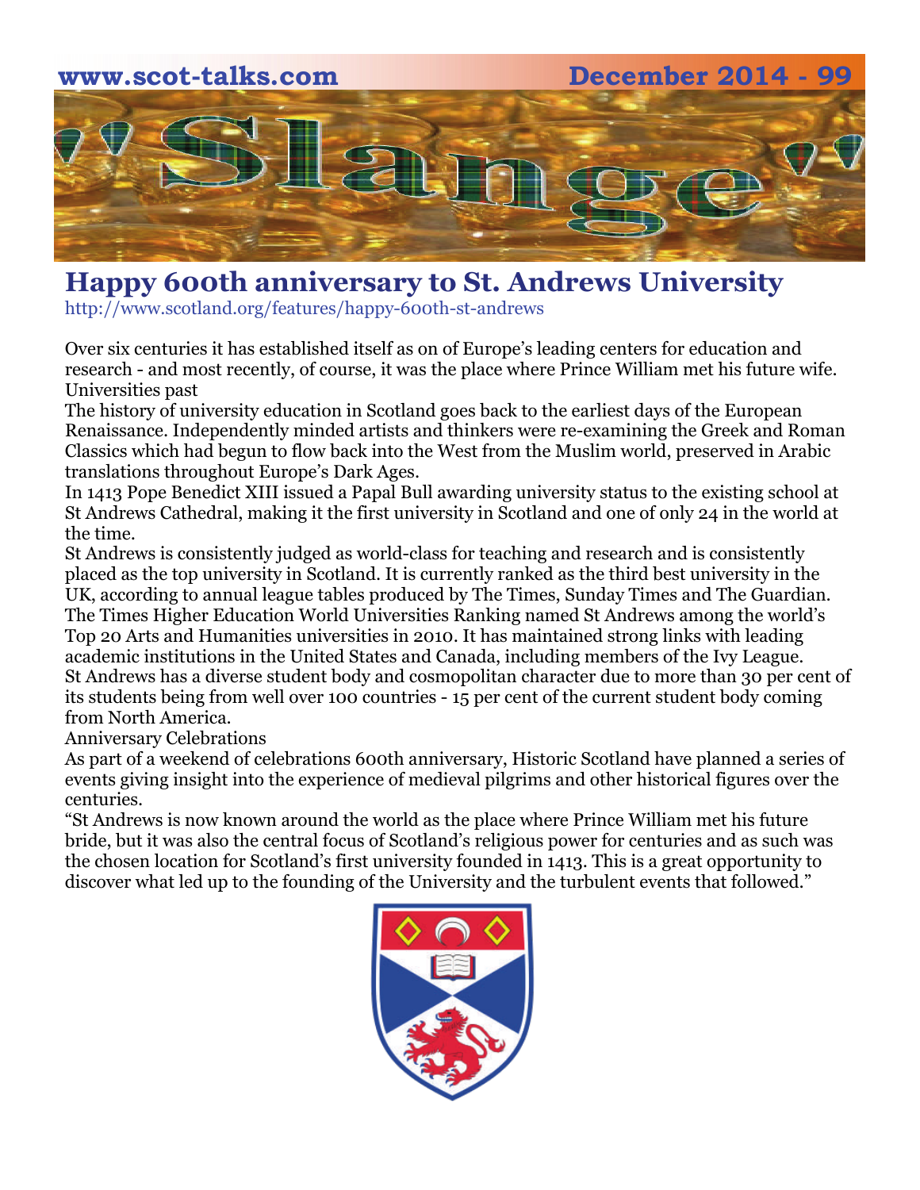# Happy 600th anniversary to St. Andrews University

http://www.scotland.org/features/happy-600th-st-andrews

Over six centuries it has established itself as on of Europe's leading centers for education and research - and most recently, of course, it was the place where Prince William met his future wife.

Universities past

The history of university education in Scotland goes back to the earliest days of the European Renaissance. Independently minded artists and thinkers were re-examining the Greek and Roman Classics which had begun to flow back into the West from the Muslim world, preserved in Arabic translations throughout Europe's Dark Ages.

In 1413 Pope Benedict XIII issued a Papal Bull awarding university status to the existing school at St Andrews Cathedral, making it the first university in Scotland and one of only 24 in the world at the time.

St Andrews is consistently judged as world-class for teaching and research and is consistently placed as the top university in Scotland. It is currently ranked as the third best university in the UK, according to annual league tables produced by The Times, Sunday Times and The Guardian. The Times Higher Education World Universities Ranking named St Andrews among the world's Top 20 Arts and Humanities universities in 2010. It has maintained strong links with leading academic institutions in the United States and Canada, including members of the Ivy League.

St Andrews has a diverse student body and cosmopolitan character due to more than 30 per cent of its students being from well over 100 countries - 15 per cent of the current student body coming from North America.

Anniversary Celebrations

As part of a weekend of celebrations 600th anniversary, Historic Scotland have planned a series of events giving insight into the experience of medieval pilgrims and other historical figures over the centuries.

"St Andrews is now known around the world as the place where Prince William met his future bride, but it was also the central focus of Scotland's religious power for centuries and as such was the chosen location for Scotland's first university founded in 1413. This is a great opportunity to discover what led up to the founding of the University and the turbulent events that followed."